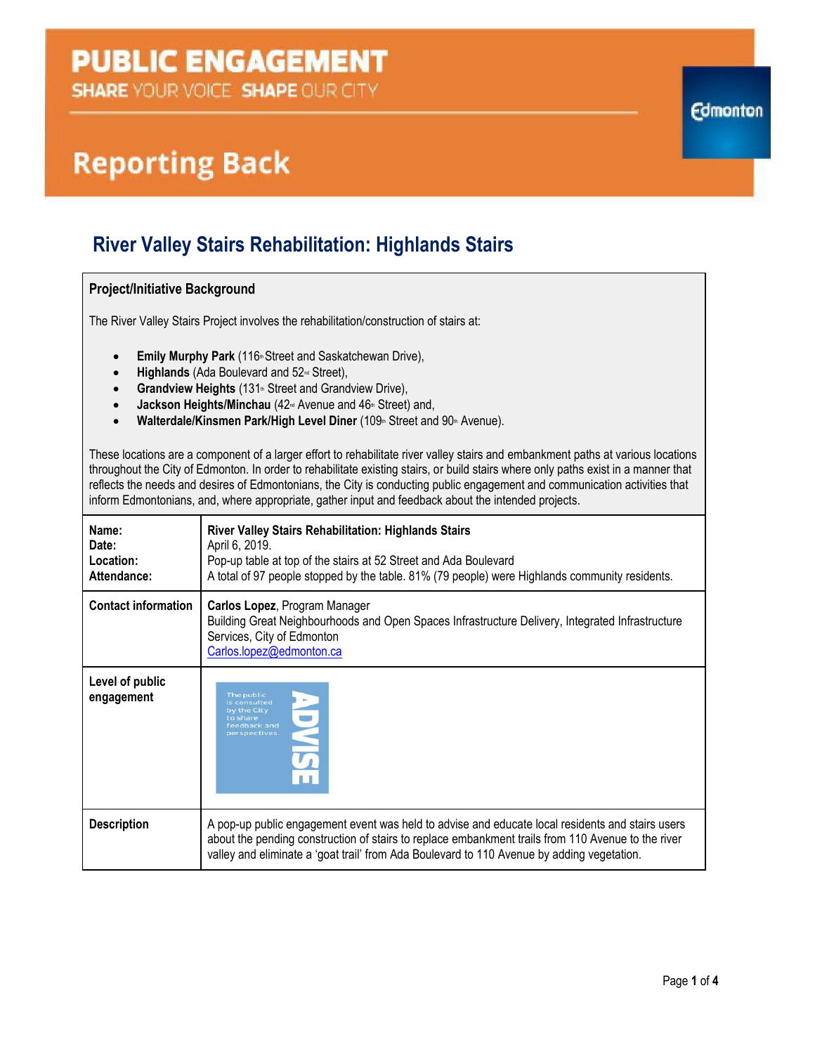# PUBLIC ENGAGEMENT

SHARE YOUR VOICE SHAPE OUR CITY

Edmonton

## Reporting Back

## River Valley Stairs Rehabilitation: Highlands Stairs

**Project/Initiative Background**

The River Valley Stairs Project involves the rehabilitation/construction of stairs at:

- **Emily Murphy Park** (116th Street and Saskatchewan Drive),
- **Highlands** (Ada Boulevard and 52nd Street),
- **Grandview Heights** (131st Street and Grandview Drive),
- **Jackson Heights/Minchau** (42nd Avenue and 46th Street) and,
- **Walterdale/Kinsmen Park/High Level Diner** (109th Street and 90th Avenue).

These locations are a component of a larger effort to rehabilitate river valley stairs and embankment paths at various locations throughout the City of Edmonton. In order to rehabilitate existing stairs, or build stairs where only paths exist in a manner that reflects the needs and desires of Edmontonians, the City is conducting public engagement and communication activities that inform Edmontonians, and, where appropriate, gather input and feedback about the intended projects.

| | |
|---|---|
| **Name:**<br>**Date:**<br>**Location:**<br>**Attendance:** | **River Valley Stairs Rehabilitation: Highlands Stairs**<br>April 6, 2019.<br>Pop-up table at top of the stairs at 52 Street and Ada Boulevard<br>A total of 97 people stopped by the table. 81% (79 people) were Highlands community residents. |
| **Contact information** | **Carlos Lopez**, Program Manager<br>Building Great Neighbourhoods and Open Spaces Infrastructure Delivery, Integrated Infrastructure Services, City of Edmonton<br>Carlos.lopez@edmonton.ca |
| **Level of public engagement** | ADVISE — The public is consulted by the City to share feedback and perspectives. |
| **Description** | A pop-up public engagement event was held to advise and educate local residents and stairs users about the pending construction of stairs to replace embankment trails from 110 Avenue to the river valley and eliminate a 'goat trail' from Ada Boulevard to 110 Avenue by adding vegetation. |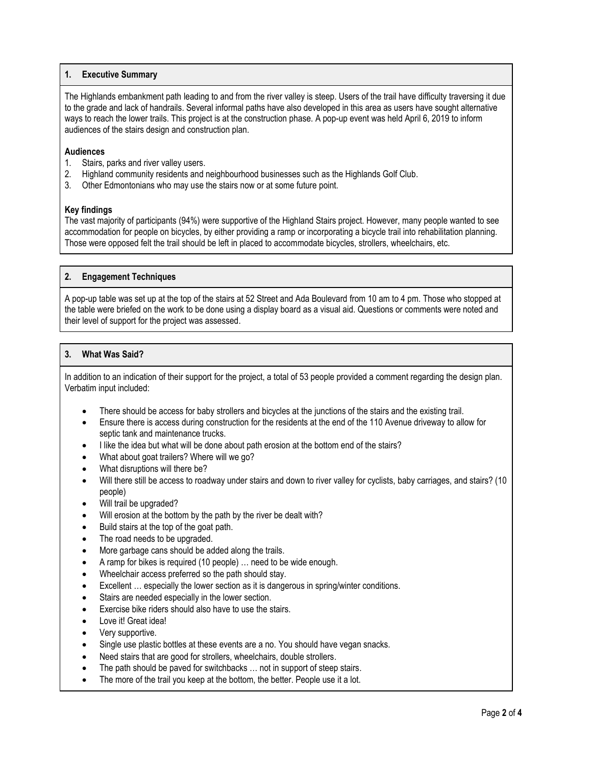## 1. Executive Summary

The Highlands embankment path leading to and from the river valley is steep. Users of the trail have difficulty traversing it due to the grade and lack of handrails. Several informal paths have also developed in this area as users have sought alternative ways to reach the lower trails. This project is at the construction phase. A pop-up event was held April 6, 2019 to inform audiences of the stairs design and construction plan.

**Audiences**

1. Stairs, parks and river valley users.
2. Highland community residents and neighbourhood businesses such as the Highlands Golf Club.
3. Other Edmontonians who may use the stairs now or at some future point.

**Key findings**

The vast majority of participants (94%) were supportive of the Highland Stairs project. However, many people wanted to see accommodation for people on bicycles, by either providing a ramp or incorporating a bicycle trail into rehabilitation planning. Those were opposed felt the trail should be left in placed to accommodate bicycles, strollers, wheelchairs, etc.

## 2. Engagement Techniques

A pop-up table was set up at the top of the stairs at 52 Street and Ada Boulevard from 10 am to 4 pm. Those who stopped at the table were briefed on the work to be done using a display board as a visual aid. Questions or comments were noted and their level of support for the project was assessed.

## 3. What Was Said?

In addition to an indication of their support for the project, a total of 53 people provided a comment regarding the design plan. Verbatim input included:

- There should be access for baby strollers and bicycles at the junctions of the stairs and the existing trail.
- Ensure there is access during construction for the residents at the end of the 110 Avenue driveway to allow for septic tank and maintenance trucks.
- I like the idea but what will be done about path erosion at the bottom end of the stairs?
- What about goat trailers? Where will we go?
- What disruptions will there be?
- Will there still be access to roadway under stairs and down to river valley for cyclists, baby carriages, and stairs? (10 people)
- Will trail be upgraded?
- Will erosion at the bottom by the path by the river be dealt with?
- Build stairs at the top of the goat path.
- The road needs to be upgraded.
- More garbage cans should be added along the trails.
- A ramp for bikes is required (10 people) … need to be wide enough.
- Wheelchair access preferred so the path should stay.
- Excellent … especially the lower section as it is dangerous in spring/winter conditions.
- Stairs are needed especially in the lower section.
- Exercise bike riders should also have to use the stairs.
- Love it! Great idea!
- Very supportive.
- Single use plastic bottles at these events are a no. You should have vegan snacks.
- Need stairs that are good for strollers, wheelchairs, double strollers.
- The path should be paved for switchbacks … not in support of steep stairs.
- The more of the trail you keep at the bottom, the better. People use it a lot.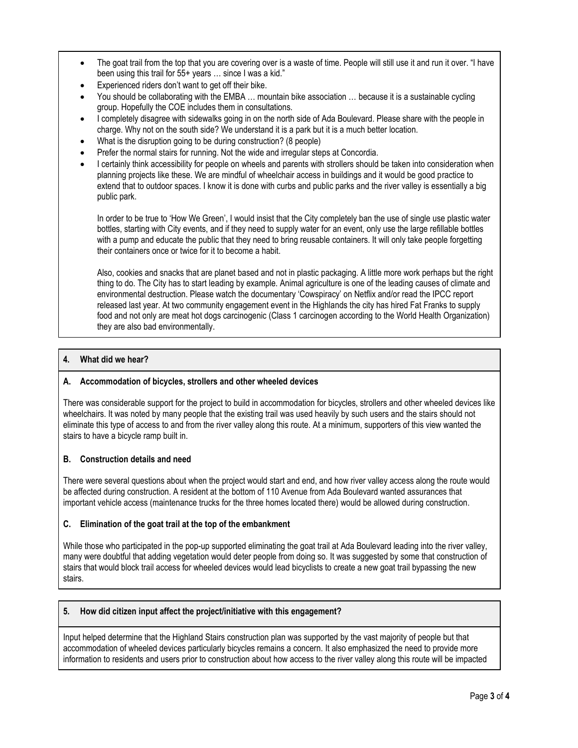- The goat trail from the top that you are covering over is a waste of time. People will still use it and run it over. "I have been using this trail for 55+ years … since I was a kid."
- Experienced riders don't want to get off their bike.
- You should be collaborating with the EMBA … mountain bike association … because it is a sustainable cycling group. Hopefully the COE includes them in consultations.
- I completely disagree with sidewalks going in on the north side of Ada Boulevard. Please share with the people in charge. Why not on the south side? We understand it is a park but it is a much better location.
- What is the disruption going to be during construction? (8 people)
- Prefer the normal stairs for running. Not the wide and irregular steps at Concordia.
- I certainly think accessibility for people on wheels and parents with strollers should be taken into consideration when planning projects like these. We are mindful of wheelchair access in buildings and it would be good practice to extend that to outdoor spaces. I know it is done with curbs and public parks and the river valley is essentially a big public park.

  In order to be true to 'How We Green', I would insist that the City completely ban the use of single use plastic water bottles, starting with City events, and if they need to supply water for an event, only use the large refillable bottles with a pump and educate the public that they need to bring reusable containers. It will only take people forgetting their containers once or twice for it to become a habit.

  Also, cookies and snacks that are planet based and not in plastic packaging. A little more work perhaps but the right thing to do. The City has to start leading by example. Animal agriculture is one of the leading causes of climate and environmental destruction. Please watch the documentary 'Cowspiracy' on Netflix and/or read the IPCC report released last year. At two community engagement event in the Highlands the city has hired Fat Franks to supply food and not only are meat hot dogs carcinogenic (Class 1 carcinogen according to the World Health Organization) they are also bad environmentally.

## 4. What did we hear?

### A. Accommodation of bicycles, strollers and other wheeled devices

There was considerable support for the project to build in accommodation for bicycles, strollers and other wheeled devices like wheelchairs. It was noted by many people that the existing trail was used heavily by such users and the stairs should not eliminate this type of access to and from the river valley along this route. At a minimum, supporters of this view wanted the stairs to have a bicycle ramp built in.

### B. Construction details and need

There were several questions about when the project would start and end, and how river valley access along the route would be affected during construction. A resident at the bottom of 110 Avenue from Ada Boulevard wanted assurances that important vehicle access (maintenance trucks for the three homes located there) would be allowed during construction.

### C. Elimination of the goat trail at the top of the embankment

While those who participated in the pop-up supported eliminating the goat trail at Ada Boulevard leading into the river valley, many were doubtful that adding vegetation would deter people from doing so. It was suggested by some that construction of stairs that would block trail access for wheeled devices would lead bicyclists to create a new goat trail bypassing the new stairs.

## 5. How did citizen input affect the project/initiative with this engagement?

Input helped determine that the Highland Stairs construction plan was supported by the vast majority of people but that accommodation of wheeled devices particularly bicycles remains a concern. It also emphasized the need to provide more information to residents and users prior to construction about how access to the river valley along this route will be impacted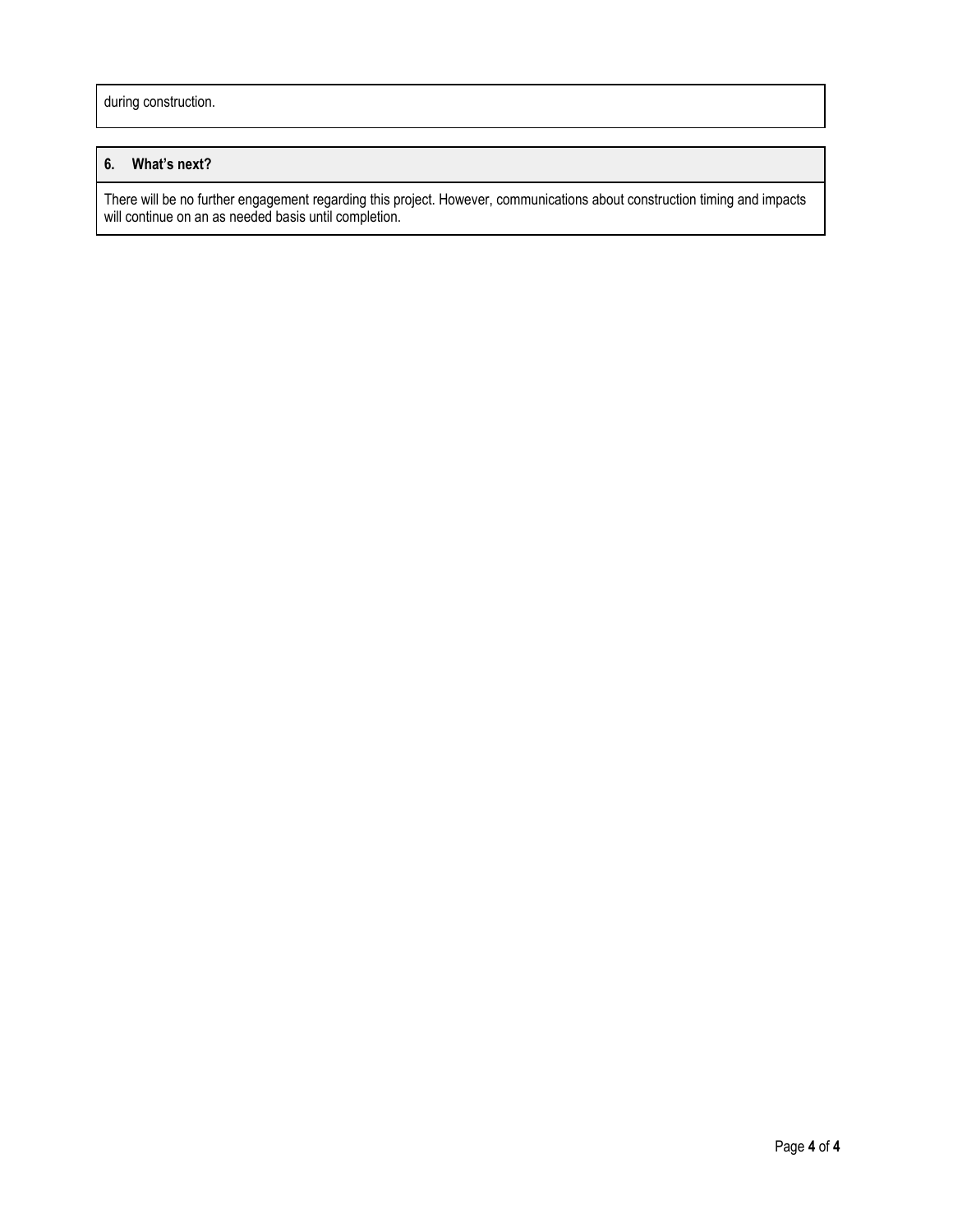during construction.

## 6. What's next?

There will be no further engagement regarding this project. However, communications about construction timing and impacts will continue on an as needed basis until completion.